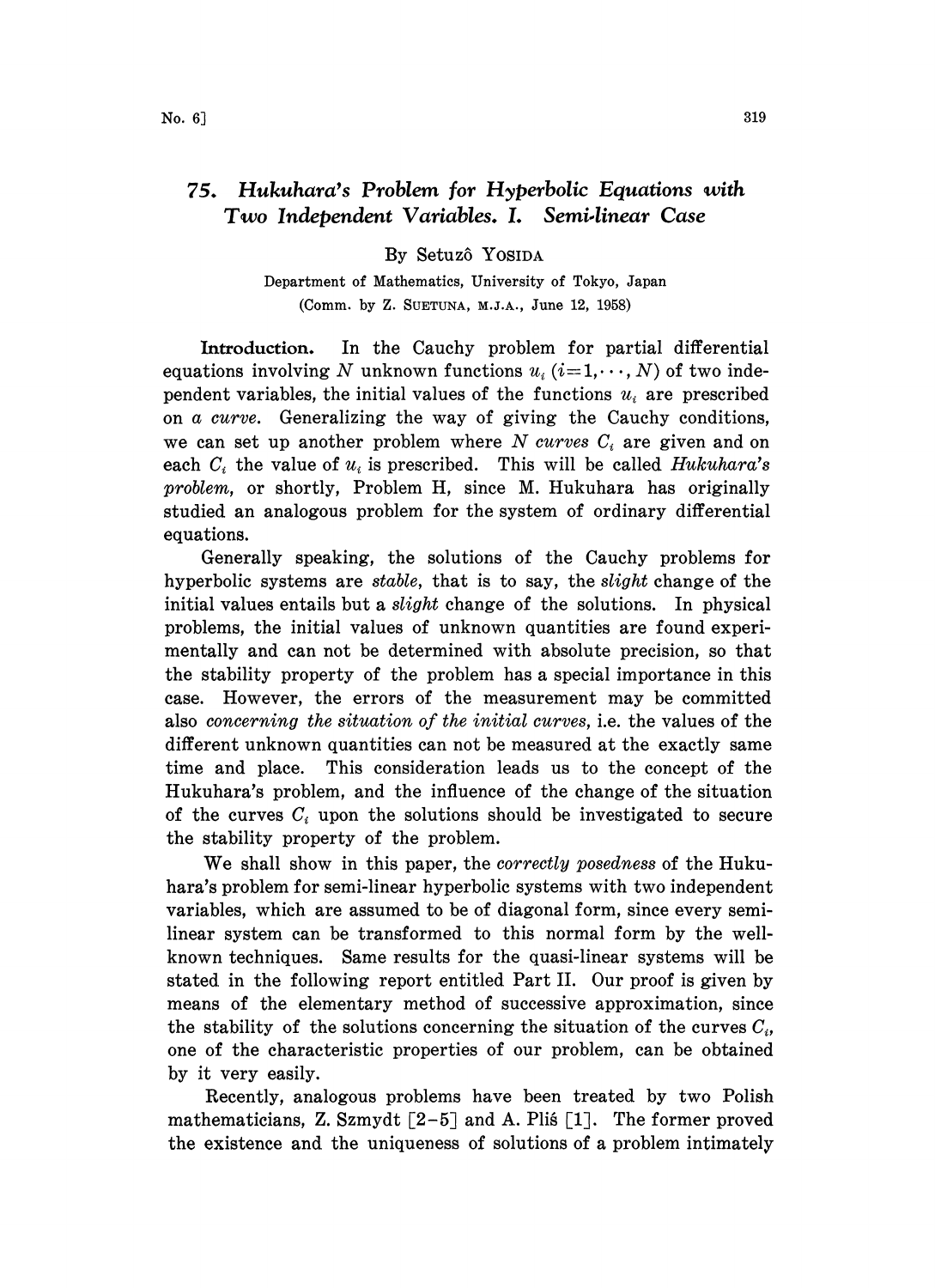# 75. *Hukuhara's Problem for Hyperbolic Equations with Two Independent Variables. I. Semi-linear Case*

By Setuzô YOSIDA

Department of Mathematics, University of Tokyo, Japan

(Comm. by Z. SUETUNA, M.J.A., June 12, 1958)

**Introduction.** In the Cauchy problem for partial differential equations involving $N$ unknown functions $u_i$ $(i=1,\cdots,N)$ of two independent variables, the initial values of the functions $u_i$ are prescribed on *a curve*. Generalizing the way of giving the Cauchy conditions, we can set up another problem where $N$ *curves* $C_i$ are given and on each $C_i$ the value of $u_i$ is prescribed. This will be called *Hukuhara's problem*, or shortly, Problem H, since M. Hukuhara has originally studied an analogous problem for the system of ordinary differential equations.

Generally speaking, the solutions of the Cauchy problems for hyperbolic systems are *stable*, that is to say, the *slight* change of the initial values entails but a *slight* change of the solutions. In physical problems, the initial values of unknown quantities are found experimentally and can not be determined with absolute precision, so that the stability property of the problem has a special importance in this case. However, the errors of the measurement may be committed also *concerning the situation of the initial curves*, i.e. the values of the different unknown quantities can not be measured at the exactly same time and place. This consideration leads us to the concept of the Hukuhara's problem, and the influence of the change of the situation of the curves $C_i$ upon the solutions should be investigated to secure the stability property of the problem.

We shall show in this paper, the *correctly posedness* of the Hukuhara's problem for semi-linear hyperbolic systems with two independent variables, which are assumed to be of diagonal form, since every semi-linear system can be transformed to this normal form by the well-known techniques. Same results for the quasi-linear systems will be stated in the following report entitled Part II. Our proof is given by means of the elementary method of successive approximation, since the stability of the solutions concerning the situation of the curves $C_i$, one of the characteristic properties of our problem, can be obtained by it very easily.

Recently, analogous problems have been treated by two Polish mathematicians, Z. Szmydt [2–5] and A. Pliś [1]. The former proved the existence and the uniqueness of solutions of a problem intimately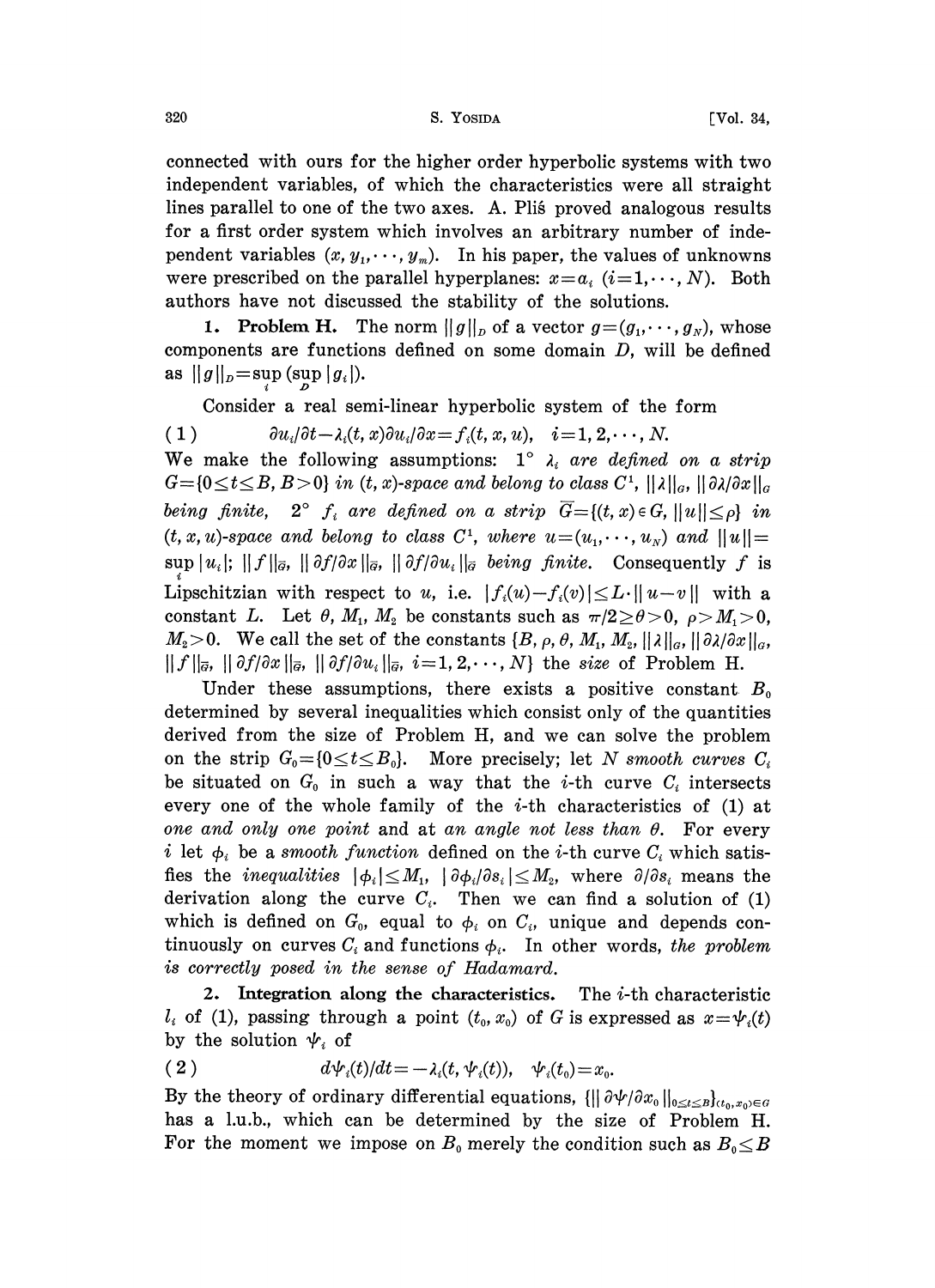connected with ours for the higher order hyperbolic systems with two independent variables, of which the characteristics were all straight lines parallel to one of the two axes. A. Pliś proved analogous results for a first order system which involves an arbitrary number of independent variables $(x, y_1, \cdots, y_m)$. In his paper, the values of unknowns were prescribed on the parallel hyperplanes: $x=a_i$ $(i=1, \cdots, N)$. Both authors have not discussed the stability of the solutions.

**1. Problem H.** The norm $\|g\|_D$ of a vector $g=(g_1, \cdots, g_N)$, whose components are functions defined on some domain $D$, will be defined as $\|g\|_D = \sup_i (\sup_D |g_i|)$.

Consider a real semi-linear hyperbolic system of the form

$$(1) \qquad \partial u_i/\partial t - \lambda_i(t, x)\partial u_i/\partial x = f_i(t, x, u), \quad i=1, 2, \cdots, N.$$

We make the following assumptions: 1° *$\lambda_i$ are defined on a strip $G=\{0 \le t \le B, B>0\}$ in $(t, x)$-space and belong to class $C^1$, $\|\lambda\|_G$, $\|\partial\lambda/\partial x\|_G$ being finite,* 2° *$f_i$ are defined on a strip $\overline{G}=\{(t, x) \in G, \|u\| \le \rho\}$ in $(t, x, u)$-space and belong to class $C^1$, where $u=(u_1, \cdots, u_N)$ and $\|u\| = \sup_i |u_i|$; $\|f\|_{\overline{G}}$, $\|\partial f/\partial x\|_{\overline{G}}$, $\|\partial f/\partial u_i\|_{\overline{G}}$ being finite.* Consequently $f$ is Lipschitzian with respect to $u$, i.e. $|f_i(u)-f_i(v)| \le L\cdot\|u-v\|$ with a constant $L$. Let $\theta$, $M_1$, $M_2$ be constants such as $\pi/2 \ge \theta > 0$, $\rho > M_1 > 0$, $M_2 > 0$. We call the set of the constants $\{B, \rho, \theta, M_1, M_2, \|\lambda\|_G, \|\partial\lambda/\partial x\|_G, \|f\|_{\overline{G}}, \|\partial f/\partial x\|_{\overline{G}}, \|\partial f/\partial u_i\|_{\overline{G}}, i=1, 2, \cdots, N\}$ the *size* of Problem H.

Under these assumptions, there exists a positive constant $B_0$ determined by several inequalities which consist only of the quantities derived from the size of Problem H, and we can solve the problem on the strip $G_0=\{0 \le t \le B_0\}$. More precisely; let *$N$ smooth curves $C_i$* be situated on $G_0$ in such a way that the $i$-th curve $C_i$ intersects every one of the whole family of the $i$-th characteristics of (1) at *one and only one point* and at *an angle not less than $\theta$*. For every $i$ let $\phi_i$ be a *smooth function* defined on the $i$-th curve $C_i$ which satisfies the *inequalities* $|\phi_i| \le M_1$, $|\partial\phi_i/\partial s_i| \le M_2$, where $\partial/\partial s_i$ means the derivation along the curve $C_i$. Then we can find a solution of (1) which is defined on $G_0$, equal to $\phi_i$ on $C_i$, unique and depends continuously on curves $C_i$ and functions $\phi_i$. In other words, *the problem is correctly posed in the sense of Hadamard.*

**2. Integration along the characteristics.** The $i$-th characteristic $l_i$ of (1), passing through a point $(t_0, x_0)$ of $G$ is expressed as $x=\psi_i(t)$ by the solution $\psi_i$ of

$$(2) \qquad d\psi_i(t)/dt = -\lambda_i(t, \psi_i(t)), \quad \psi_i(t_0)=x_0.$$

By the theory of ordinary differential equations, $\{\|\partial\psi/\partial x_0\|_{0 \le t \le B}\}_{(t_0, x_0) \in G}$ has a l.u.b., which can be determined by the size of Problem H. For the moment we impose on $B_0$ merely the condition such as $B_0 \le B$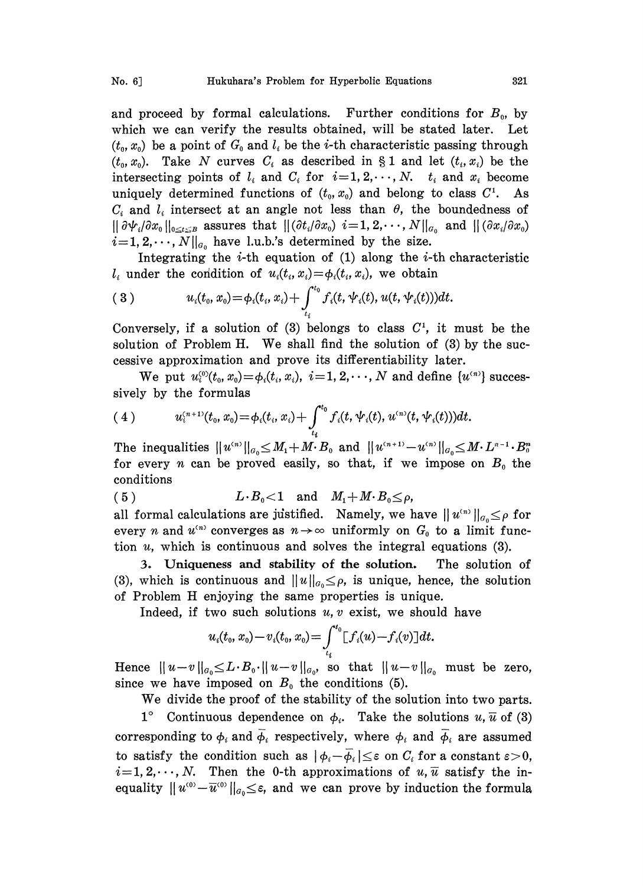and proceed by formal calculations. Further conditions for $B_0$, by which we can verify the results obtained, will be stated later. Let $(t_0, x_0)$ be a point of $G_0$ and $l_i$ be the $i$-th characteristic passing through $(t_0, x_0)$. Take $N$ curves $C_i$ as described in § 1 and let $(t_i, x_i)$ be the intersecting points of $l_i$ and $C_i$ for $i=1,2,\cdots,N$. $t_i$ and $x_i$ become uniquely determined functions of $(t_0, x_0)$ and belong to class $C^1$. As $C_i$ and $l_i$ intersect at an angle not less than $\theta$, the boundedness of $\|\partial\psi_i/\partial x_0\|_{0\leq t\leq B}$ assures that $\|(\partial t_i/\partial x_0)\ i=1,2,\cdots,N\|_{G_0}$ and $\|(\partial x_i/\partial x_0)\ i=1,2,\cdots,N\|_{G_0}$ have l.u.b.'s determined by the size.

Integrating the $i$-th equation of (1) along the $i$-th characteristic $l_i$ under the condition of $u_i(t_i, x_i)=\phi_i(t_i, x_i)$, we obtain

$$u_i(t_0, x_0)=\phi_i(t_i, x_i)+\int_{t_i}^{t_0} f_i(t, \psi_i(t), u(t, \psi_i(t)))dt. \tag{3}$$

Conversely, if a solution of (3) belongs to class $C^1$, it must be the solution of Problem H. We shall find the solution of (3) by the successive approximation and prove its differentiability later.

We put $u_i^{(0)}(t_0, x_0)=\phi_i(t_i, x_i)$, $i=1,2,\cdots,N$ and define $\{u^{(n)}\}$ successively by the formulas

$$u_i^{(n+1)}(t_0, x_0)=\phi_i(t_i, x_i)+\int_{t_i}^{t_0} f_i(t, \psi_i(t), u^{(n)}(t, \psi_i(t)))dt. \tag{4}$$

The inequalities $\|u^{(n)}\|_{G_0}\leq M_1+M\cdot B_0$ and $\|u^{(n+1)}-u^{(n)}\|_{G_0}\leq M\cdot L^{n-1}\cdot B_0^n$ for every $n$ can be proved easily, so that, if we impose on $B_0$ the conditions

$$L\cdot B_0<1 \quad \text{and} \quad M_1+M\cdot B_0\leq\rho, \tag{5}$$

all formal calculations are justified. Namely, we have $\|u^{(n)}\|_{G_0}\leq\rho$ for every $n$ and $u^{(n)}$ converges as $n\to\infty$ uniformly on $G_0$ to a limit function $u$, which is continuous and solves the integral equations (3).

**3. Uniqueness and stability of the solution.** The solution of (3), which is continuous and $\|u\|_{G_0}\leq\rho$, is unique, hence, the solution of Problem H enjoying the same properties is unique.

Indeed, if two such solutions $u, v$ exist, we should have

$$u_i(t_0, x_0)-v_i(t_0, x_0)=\int_{t_i}^{t_0}[f_i(u)-f_i(v)]dt.$$

Hence $\|u-v\|_{G_0}\leq L\cdot B_0\cdot\|u-v\|_{G_0}$, so that $\|u-v\|_{G_0}$ must be zero, since we have imposed on $B_0$ the conditions (5).

We divide the proof of the stability of the solution into two parts.

1° Continuous dependence on $\phi_i$. Take the solutions $u, \bar{u}$ of (3) corresponding to $\phi_i$ and $\bar{\phi}_i$ respectively, where $\phi_i$ and $\bar{\phi}_i$ are assumed to satisfy the condition such as $|\phi_i-\bar{\phi}_i|\leq\varepsilon$ on $C_i$ for a constant $\varepsilon>0$, $i=1,2,\cdots,N$. Then the 0-th approximations of $u, \bar{u}$ satisfy the inequality $\|u^{(0)}-\bar{u}^{(0)}\|_{G_0}\leq\varepsilon$, and we can prove by induction the formula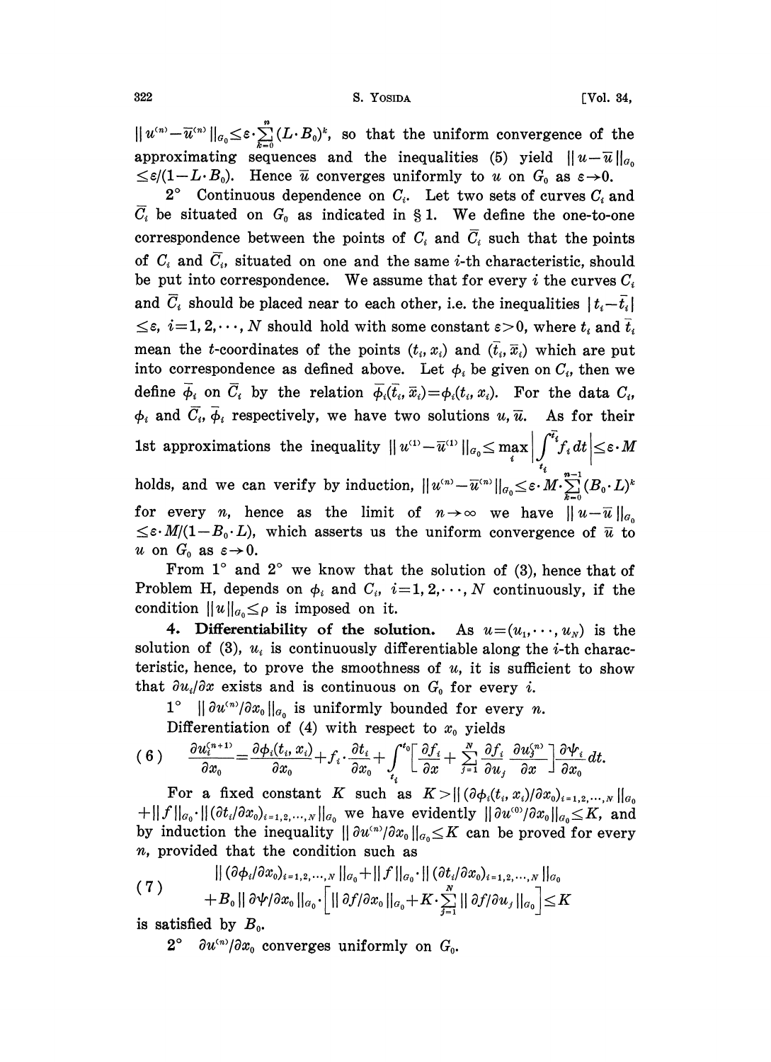$\| u^{(n)} - \bar{u}^{(n)} \|_{G_0} \leq \varepsilon \cdot \sum_{k=0}^{n} (L \cdot B_0)^k$, so that the uniform convergence of the approximating sequences and the inequalities (5) yield $\| u - \bar{u} \|_{G_0} \leq \varepsilon/(1 - L \cdot B_0)$. Hence $\bar{u}$ converges uniformly to $u$ on $G_0$ as $\varepsilon \to 0$.

2° Continuous dependence on $C_i$. Let two sets of curves $C_i$ and $\bar{C}_i$ be situated on $G_0$ as indicated in § 1. We define the one-to-one correspondence between the points of $C_i$ and $\bar{C}_i$ such that the points of $C_i$ and $\bar{C}_i$, situated on one and the same $i$-th characteristic, should be put into correspondence. We assume that for every $i$ the curves $C_i$ and $\bar{C}_i$ should be placed near to each other, i.e. the inequalities $|t_i - \bar{t}_i| \leq \varepsilon$, $i = 1, 2, \cdots, N$ should hold with some constant $\varepsilon > 0$, where $t_i$ and $\bar{t}_i$ mean the $t$-coordinates of the points $(t_i, x_i)$ and $(\bar{t}_i, \bar{x}_i)$ which are put into correspondence as defined above. Let $\phi_i$ be given on $C_i$, then we define $\bar{\phi}_i$ on $\bar{C}_i$ by the relation $\bar{\phi}_i(\bar{t}_i, \bar{x}_i) = \phi_i(t_i, x_i)$. For the data $C_i$, $\phi_i$ and $\bar{C}_i$, $\bar{\phi}_i$ respectively, we have two solutions $u, \bar{u}$. As for their 1st approximations the inequality $\| u^{(1)} - \bar{u}^{(1)} \|_{G_0} \leq \max_i \left| \int_{t_i}^{\bar{t}_i} f_i \, dt \right| \leq \varepsilon \cdot M$ holds, and we can verify by induction, $\| u^{(n)} - \bar{u}^{(n)} \|_{G_0} \leq \varepsilon \cdot M \cdot \sum_{k=0}^{n-1} (B_0 \cdot L)^k$ for every $n$, hence as the limit of $n \to \infty$ we have $\| u - \bar{u} \|_{G_0} \leq \varepsilon \cdot M/(1 - B_0 \cdot L)$, which asserts us the uniform convergence of $\bar{u}$ to $u$ on $G_0$ as $\varepsilon \to 0$.

From 1° and 2° we know that the solution of (3), hence that of Problem H, depends on $\phi_i$ and $C_i$, $i = 1, 2, \cdots, N$ continuously, if the condition $\| u \|_{G_0} \leq \rho$ is imposed on it.

**4. Differentiability of the solution.** As $u = (u_1, \cdots, u_N)$ is the solution of (3), $u_i$ is continuously differentiable along the $i$-th characteristic, hence, to prove the smoothness of $u$, it is sufficient to show that $\partial u_i / \partial x$ exists and is continuous on $G_0$ for every $i$.

1° $\| \partial u^{(n)} / \partial x_0 \|_{G_0}$ is uniformly bounded for every $n$.

Differentiation of (4) with respect to $x_0$ yields

$$\frac{\partial u_i^{(n+1)}}{\partial x_0} = \frac{\partial \phi_i(t_i, x_i)}{\partial x_0} + f_i \cdot \frac{\partial t_i}{\partial x_0} + \int_{t_i}^{t_0} \left[ \frac{\partial f_i}{\partial x} + \sum_{j=1}^{N} \frac{\partial f_i}{\partial u_j} \frac{\partial u_j^{(n)}}{\partial x} \right] \frac{\partial \psi_i}{\partial x_0} dt. \tag{6}$$

For a fixed constant $K$ such as $K > \| (\partial \phi_i(t_i, x_i)/\partial x_0)_{i=1,2,\cdots,N} \|_{G_0} + \| f \|_{G_0} \cdot \| (\partial t_i / \partial x_0)_{i=1,2,\cdots,N} \|_{G_0}$ we have evidently $\| \partial u^{(0)} / \partial x_0 \|_{G_0} \leq K$, and by induction the inequality $\| \partial u^{(n)} / \partial x_0 \|_{G_0} \leq K$ can be proved for every $n$, provided that the condition such as

$$\begin{aligned} &\| (\partial \phi_i / \partial x_0)_{i=1,2,\cdots,N} \|_{G_0} + \| f \|_{G_0} \cdot \| (\partial t_i / \partial x_0)_{i=1,2,\cdots,N} \|_{G_0} \\ &+ B_0 \| \partial \psi / \partial x_0 \|_{G_0} \cdot \left[ \| \partial f / \partial x_0 \|_{G_0} + K \cdot \sum_{j=1}^{N} \| \partial f / \partial u_j \|_{G_0} \right] \leq K \end{aligned} \tag{7}$$

is satisfied by $B_0$.

2° $\partial u^{(n)} / \partial x_0$ converges uniformly on $G_0$.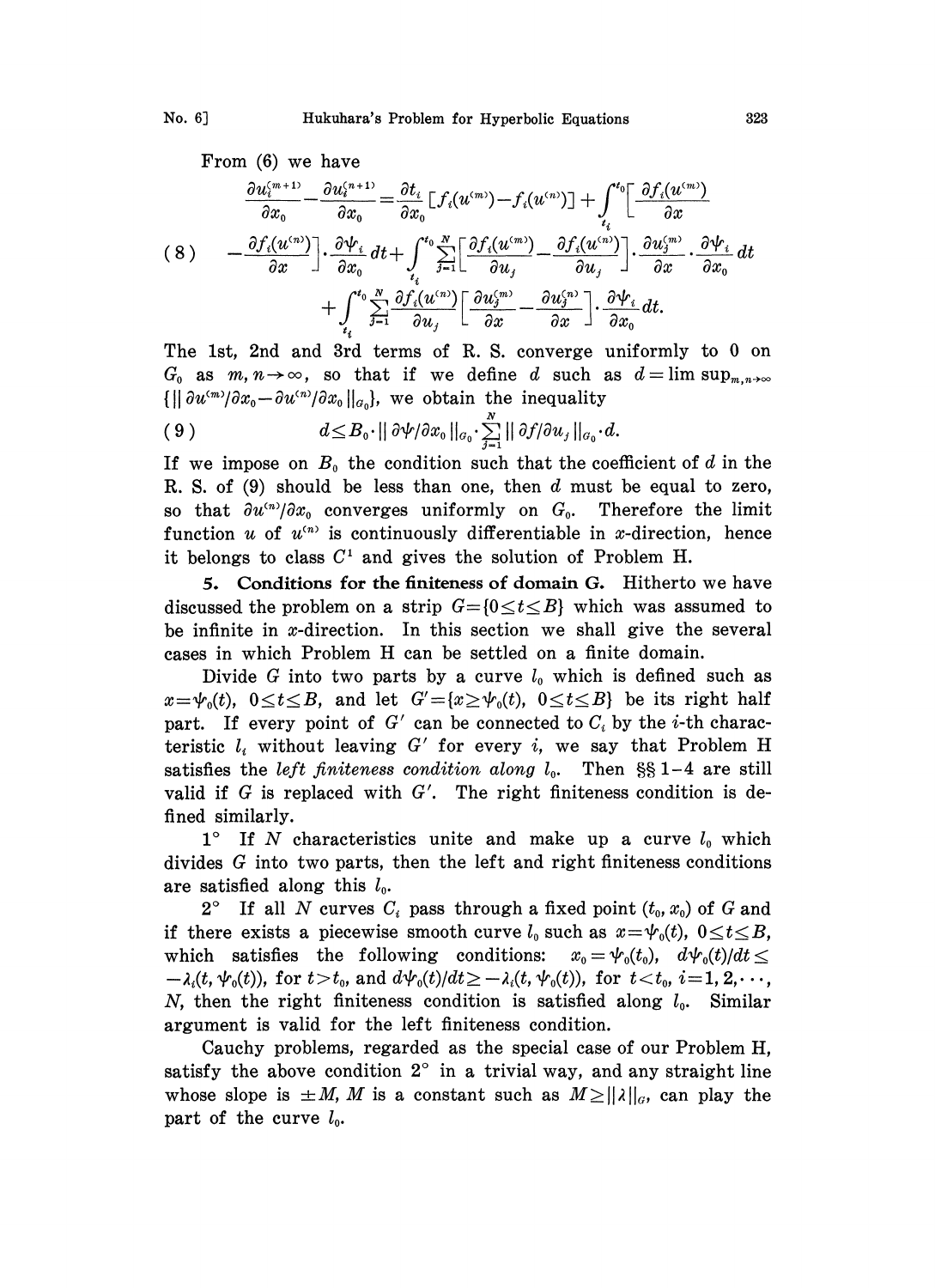From (6) we have

$$
(8)\qquad \begin{aligned}
\frac{\partial u_i^{(m+1)}}{\partial x_0}-\frac{\partial u_i^{(n+1)}}{\partial x_0}=\frac{\partial t_i}{\partial x_0}[f_i(u^{(m)})-f_i(u^{(n)})]+\int_{t_i}^{t_0}\Big[\frac{\partial f_i(u^{(m)})}{\partial x}\\
-\frac{\partial f_i(u^{(n)})}{\partial x}\Big]\cdot\frac{\partial \psi_i}{\partial x_0}dt+\int_{t_i}^{t_0}\sum_{j=1}^{N}\Big[\frac{\partial f_i(u^{(m)})}{\partial u_j}-\frac{\partial f_i(u^{(n)})}{\partial u_j}\Big]\cdot\frac{\partial u_j^{(m)}}{\partial x}\cdot\frac{\partial \psi_i}{\partial x_0}dt\\
+\int_{t_i}^{t_0}\sum_{j=1}^{N}\frac{\partial f_i(u^{(n)})}{\partial u_j}\Big[\frac{\partial u_j^{(m)}}{\partial x}-\frac{\partial u_j^{(n)}}{\partial x}\Big]\cdot\frac{\partial \psi_i}{\partial x_0}dt.
\end{aligned}
$$

The 1st, 2nd and 3rd terms of R. S. converge uniformly to 0 on $G_0$ as $m, n\to\infty$, so that if we define $d$ such as $d=\limsup_{m,n\to\infty}\{\|\partial u^{(m)}/\partial x_0-\partial u^{(n)}/\partial x_0\|_{G_0}\}$, we obtain the inequality

$$
(9)\qquad d\le B_0\cdot\|\partial\psi/\partial x_0\|_{G_0}\cdot\sum_{j=1}^{N}\|\partial f/\partial u_j\|_{G_0}\cdot d.
$$

If we impose on $B_0$ the condition such that the coefficient of $d$ in the R. S. of (9) should be less than one, then $d$ must be equal to zero, so that $\partial u^{(n)}/\partial x_0$ converges uniformly on $G_0$. Therefore the limit function $u$ of $u^{(n)}$ is continuously differentiable in $x$-direction, hence it belongs to class $C^1$ and gives the solution of Problem H.

**5. Conditions for the finiteness of domain G.** Hitherto we have discussed the problem on a strip $G=\{0\le t\le B\}$ which was assumed to be infinite in $x$-direction. In this section we shall give the several cases in which Problem H can be settled on a finite domain.

Divide $G$ into two parts by a curve $l_0$ which is defined such as $x=\psi_0(t)$, $0\le t\le B$, and let $G'=\{x\ge\psi_0(t),\ 0\le t\le B\}$ be its right half part. If every point of $G'$ can be connected to $C_i$ by the $i$-th characteristic $l_i$ without leaving $G'$ for every $i$, we say that Problem H satisfies the *left finiteness condition along* $l_0$. Then §§ 1–4 are still valid if $G$ is replaced with $G'$. The right finiteness condition is defined similarly.

1° If $N$ characteristics unite and make up a curve $l_0$ which divides $G$ into two parts, then the left and right finiteness conditions are satisfied along this $l_0$.

2° If all $N$ curves $C_i$ pass through a fixed point $(t_0, x_0)$ of $G$ and if there exists a piecewise smooth curve $l_0$ such as $x=\psi_0(t)$, $0\le t\le B$, which satisfies the following conditions: $x_0=\psi_0(t_0)$, $d\psi_0(t)/dt\le -\lambda_i(t,\psi_0(t))$, for $t>t_0$, and $d\psi_0(t)/dt\ge -\lambda_i(t,\psi_0(t))$, for $t<t_0$, $i=1,2,\cdots, N$, then the right finiteness condition is satisfied along $l_0$. Similar argument is valid for the left finiteness condition.

Cauchy problems, regarded as the special case of our Problem H, satisfy the above condition 2° in a trivial way, and any straight line whose slope is $\pm M$, $M$ is a constant such as $M\ge\|\lambda\|_G$, can play the part of the curve $l_0$.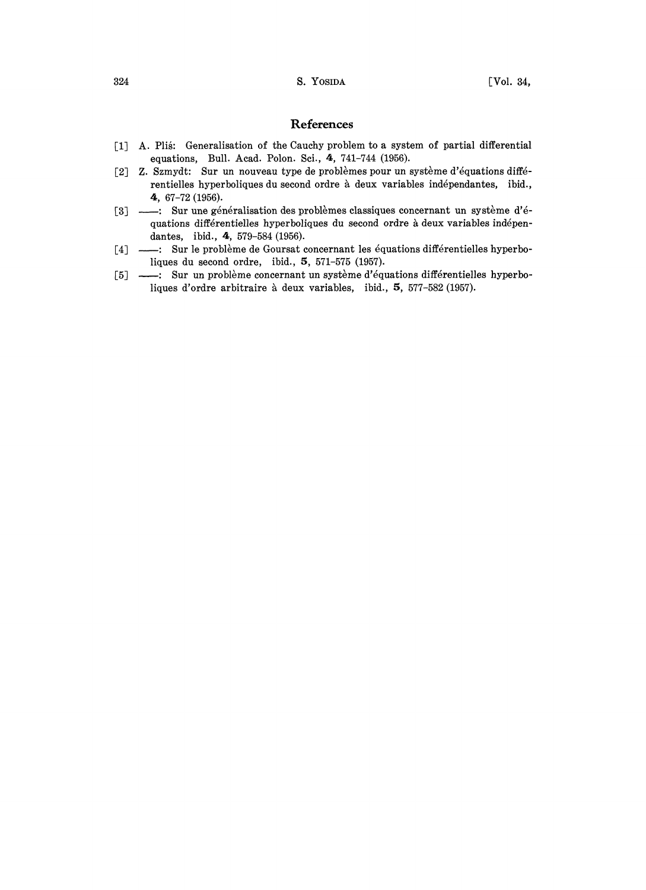## References

[1] A. Pliś: Generalisation of the Cauchy problem to a system of partial differential equations, Bull. Acad. Polon. Sci., **4**, 741–744 (1956).

[2] Z. Szmydt: Sur un nouveau type de problèmes pour un système d'équations différentielles hyperboliques du second ordre à deux variables indépendantes, ibid., **4**, 67–72 (1956).

[3] ——: Sur une généralisation des problèmes classiques concernant un système d'équations différentielles hyperboliques du second ordre à deux variables indépendantes, ibid., **4**, 579–584 (1956).

[4] ——: Sur le problème de Goursat concernant les équations différentielles hyperboliques du second ordre, ibid., **5**, 571–575 (1957).

[5] ——: Sur un problème concernant un système d'équations différentielles hyperboliques d'ordre arbitraire à deux variables, ibid., **5**, 577–582 (1957).